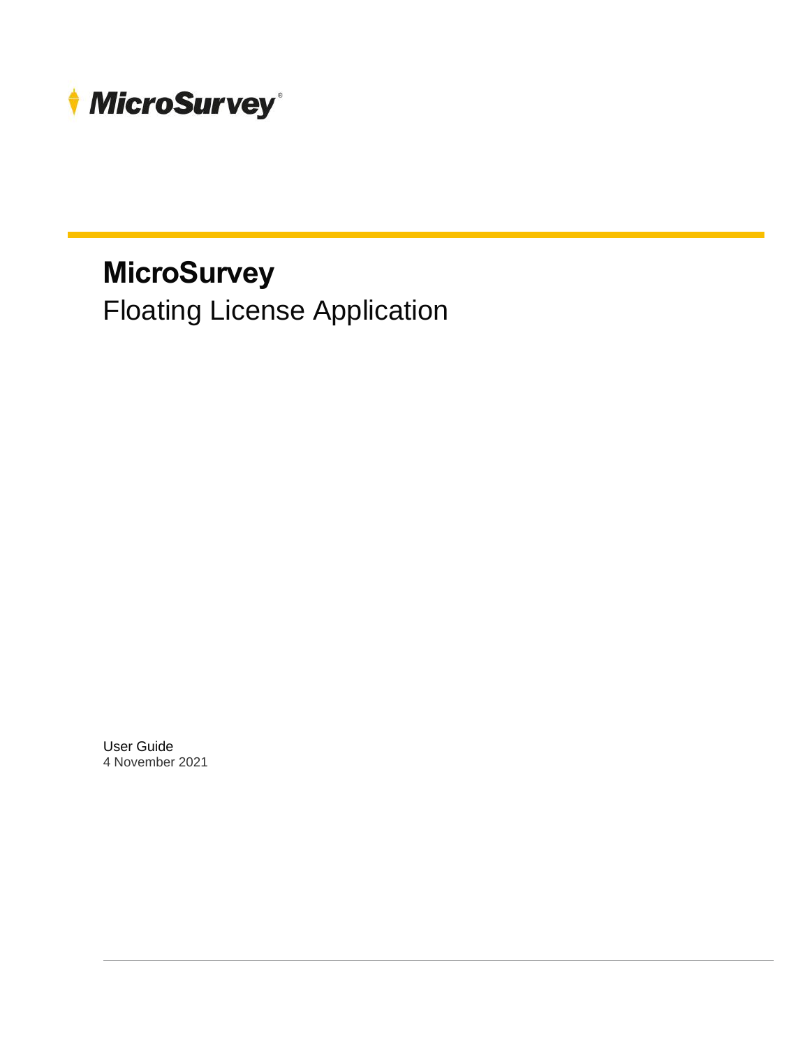MicroSurvey®

# MicroSurvey

## Floating License Application

User Guide

4 November 2021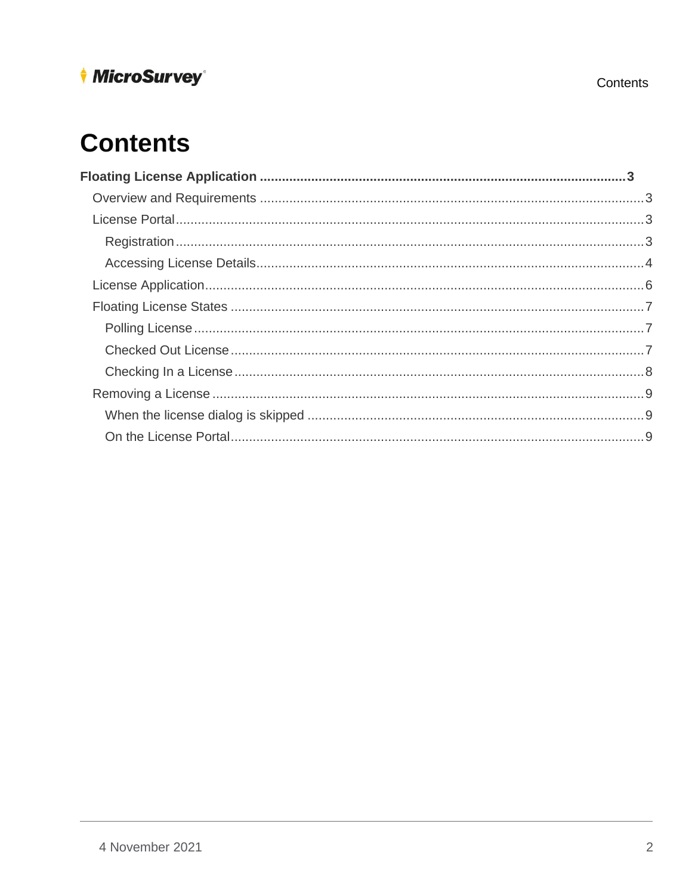# Contents

**Floating License Application .......... 3**

- Overview and Requirements .......... 3
- License Portal .......... 3
  - Registration .......... 3
  - Accessing License Details .......... 4
- License Application .......... 6
- Floating License States .......... 7
  - Polling License .......... 7
  - Checked Out License .......... 7
  - Checking In a License .......... 8
- Removing a License .......... 9
  - When the license dialog is skipped .......... 9
  - On the License Portal .......... 9

4 November 2021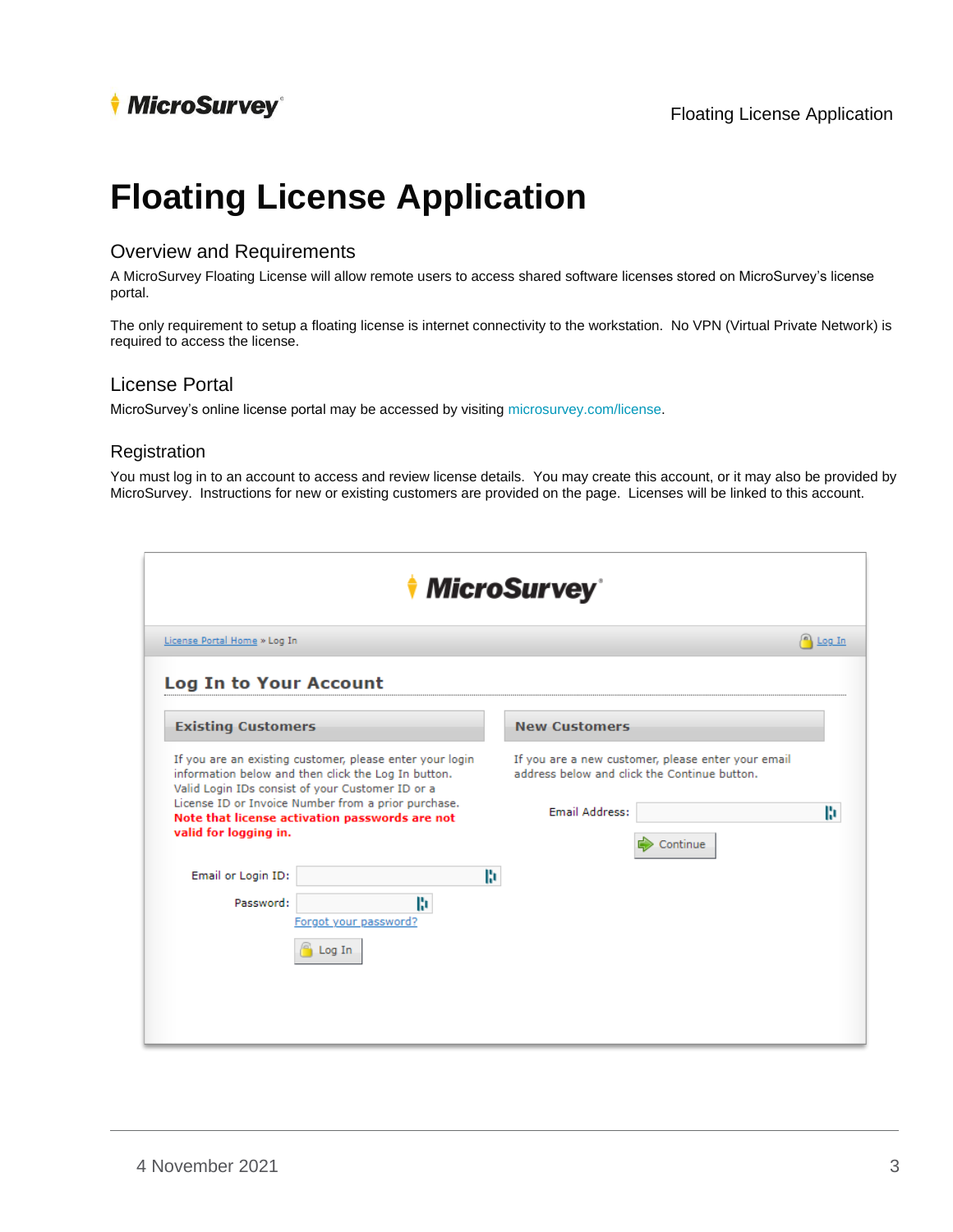# Floating License Application

## Overview and Requirements

A MicroSurvey Floating License will allow remote users to access shared software licenses stored on MicroSurvey's license portal.

The only requirement to setup a floating license is internet connectivity to the workstation. No VPN (Virtual Private Network) is required to access the license.

## License Portal

MicroSurvey's online license portal may be accessed by visiting microsurvey.com/license.

## Registration

You must log in to an account to access and review license details. You may create this account, or it may also be provided by MicroSurvey. Instructions for new or existing customers are provided on the page. Licenses will be linked to this account.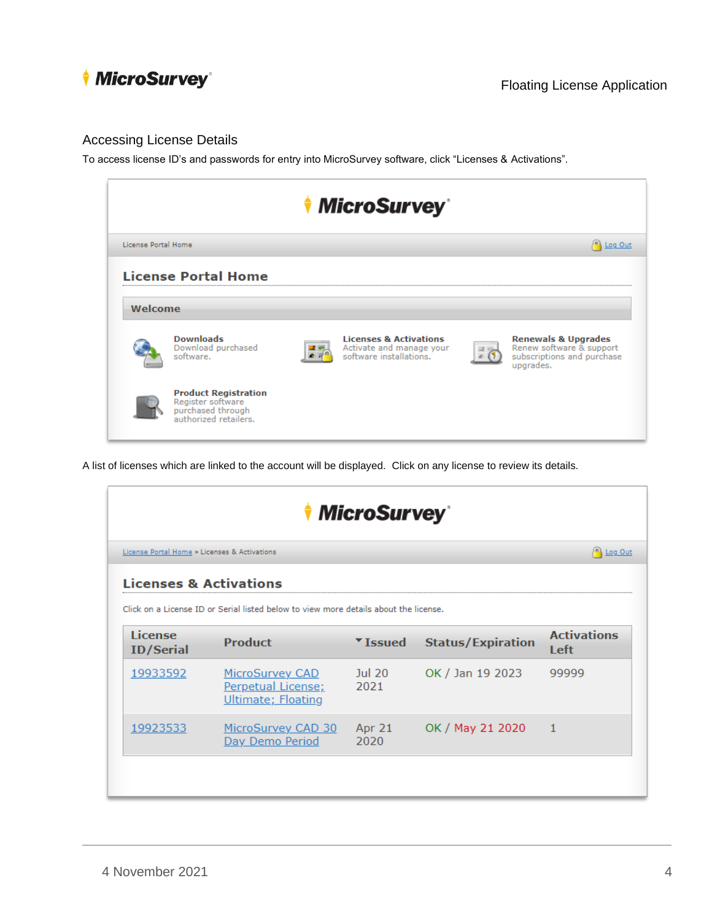## Accessing License Details

To access license ID's and passwords for entry into MicroSurvey software, click "Licenses & Activations".

MicroSurvey

License Portal Home | Log Out

### License Portal Home

**Welcome**

**Downloads**
Download purchased software.

**Licenses & Activations**
Activate and manage your software installations.

**Renewals & Upgrades**
Renew software & support subscriptions and purchase upgrades.

**Product Registration**
Register software purchased through authorized retailers.

A list of licenses which are linked to the account will be displayed. Click on any license to review its details.

MicroSurvey

License Portal Home » Licenses & Activations | Log Out

### Licenses & Activations

Click on a License ID or Serial listed below to view more details about the license.

| License ID/Serial | Product | Issued | Status/Expiration | Activations Left |
|---|---|---|---|---|
| 19933592 | MicroSurvey CAD Perpetual License; Ultimate; Floating | Jul 20 2021 | OK / Jan 19 2023 | 99999 |
| 19923533 | MicroSurvey CAD 30 Day Demo Period | Apr 21 2020 | OK / May 21 2020 | 1 |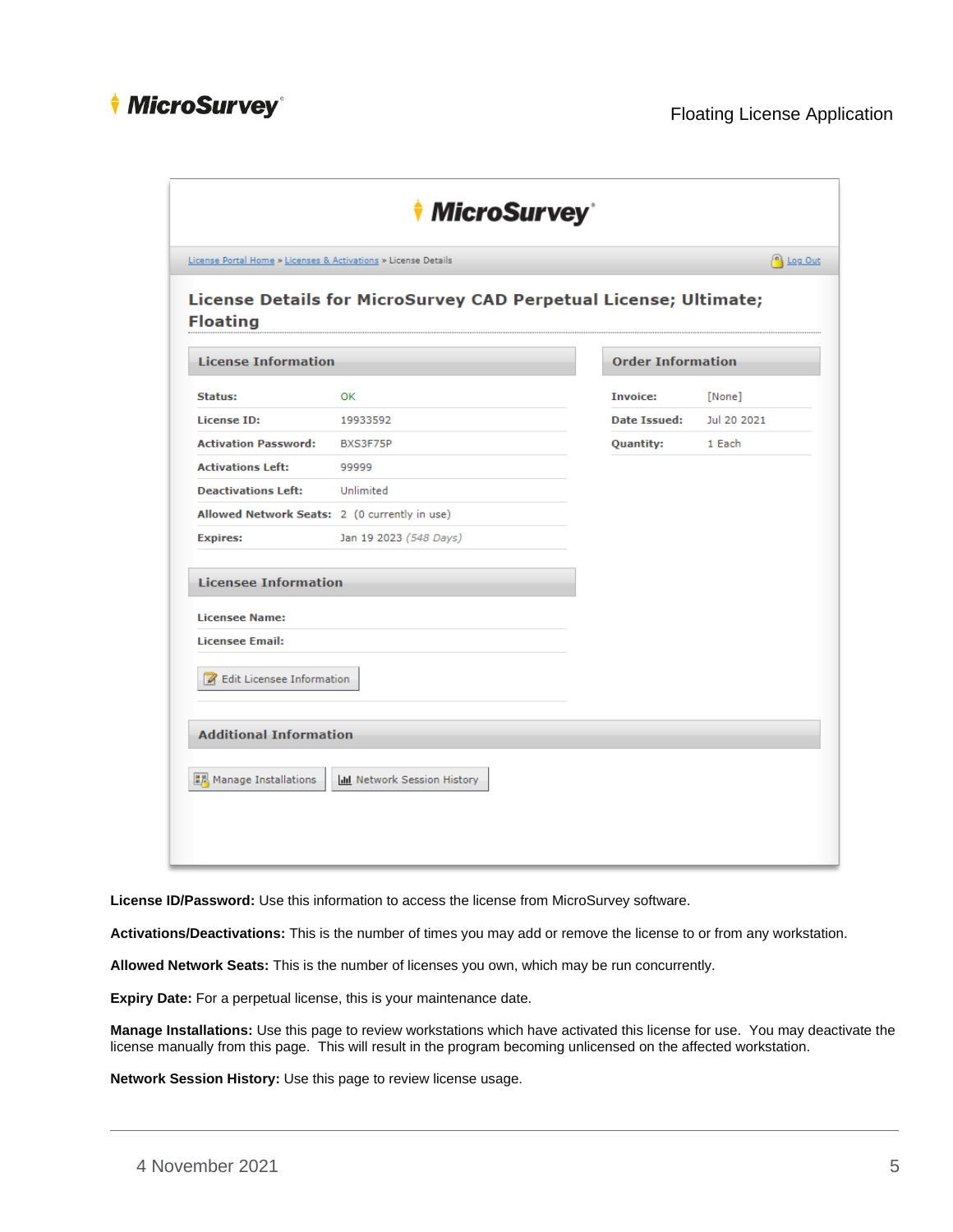MicroSurvey

License Portal Home » Licenses & Activations » License Details

Log Out

## License Details for MicroSurvey CAD Perpetual License; Ultimate; Floating

### License Information

| | |
|---|---|
| **Status:** | OK |
| **License ID:** | 19933592 |
| **Activation Password:** | BXS3F75P |
| **Activations Left:** | 99999 |
| **Deactivations Left:** | Unlimited |
| **Allowed Network Seats:** | 2 (0 currently in use) |
| **Expires:** | Jan 19 2023 *(548 Days)* |

### Order Information

| | |
|---|---|
| **Invoice:** | [None] |
| **Date Issued:** | Jul 20 2021 |
| **Quantity:** | 1 Each |

### Licensee Information

| | |
|---|---|
| **Licensee Name:** | |
| **Licensee Email:** | |

Edit Licensee Information

### Additional Information

Manage Installations | Network Session History

**License ID/Password:** Use this information to access the license from MicroSurvey software.

**Activations/Deactivations:** This is the number of times you may add or remove the license to or from any workstation.

**Allowed Network Seats:** This is the number of licenses you own, which may be run concurrently.

**Expiry Date:** For a perpetual license, this is your maintenance date.

**Manage Installations:** Use this page to review workstations which have activated this license for use. You may deactivate the license manually from this page. This will result in the program becoming unlicensed on the affected workstation.

**Network Session History:** Use this page to review license usage.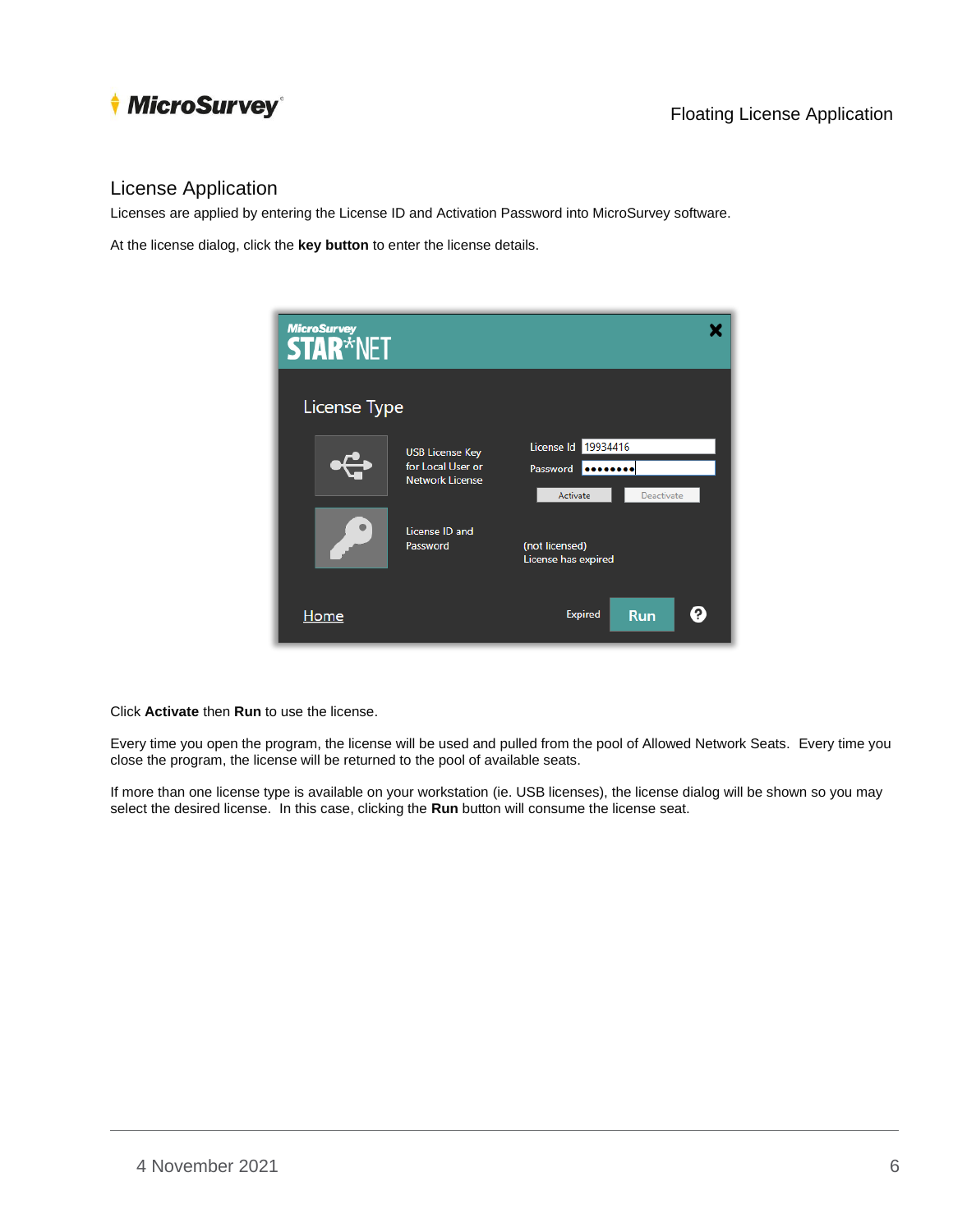## License Application

Licenses are applied by entering the License ID and Activation Password into MicroSurvey software.

At the license dialog, click the **key button** to enter the license details.

Click **Activate** then **Run** to use the license.

Every time you open the program, the license will be used and pulled from the pool of Allowed Network Seats. Every time you close the program, the license will be returned to the pool of available seats.

If more than one license type is available on your workstation (ie. USB licenses), the license dialog will be shown so you may select the desired license. In this case, clicking the **Run** button will consume the license seat.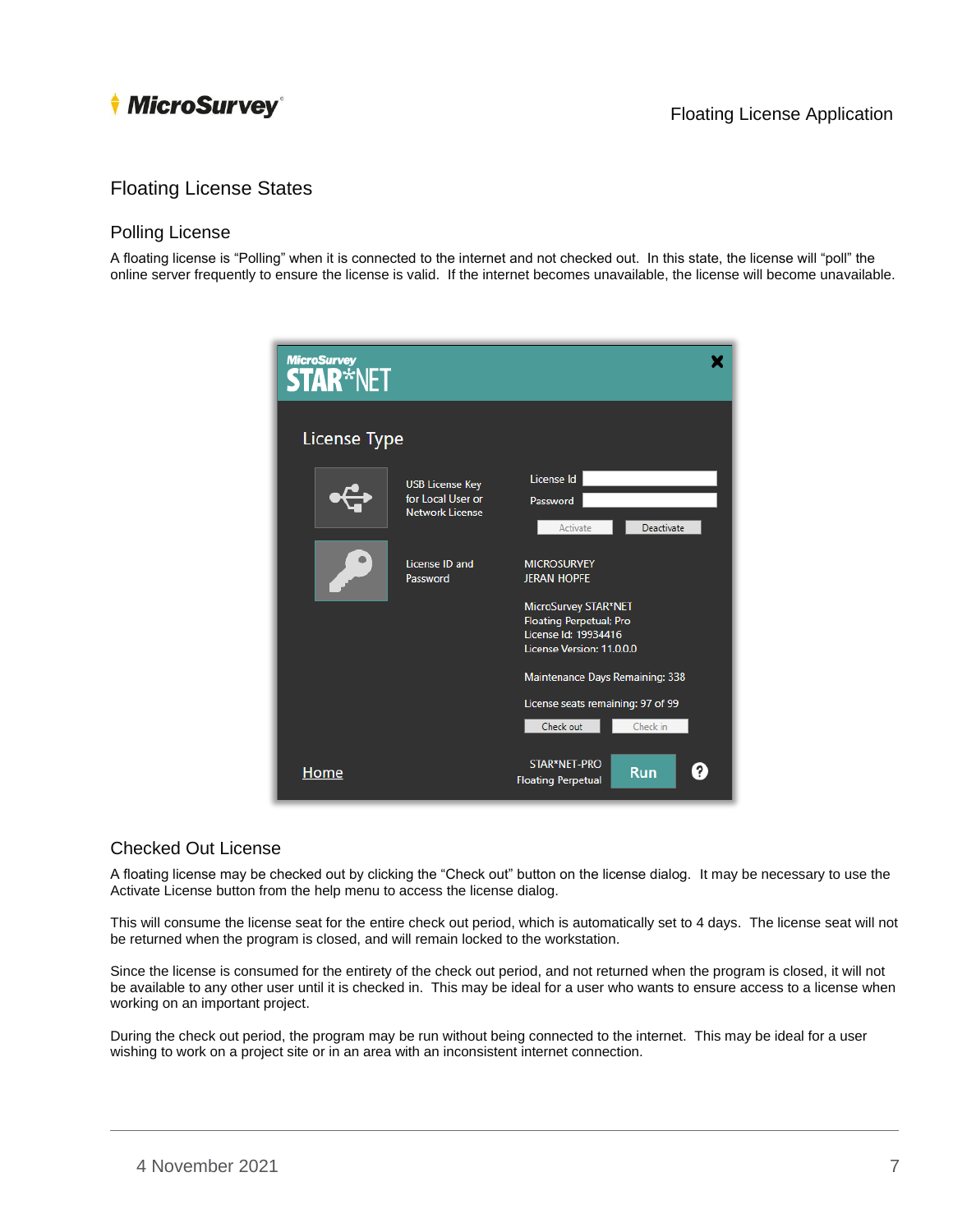## Floating License States

### Polling License

A floating license is "Polling" when it is connected to the internet and not checked out. In this state, the license will "poll" the online server frequently to ensure the license is valid. If the internet becomes unavailable, the license will become unavailable.

### Checked Out License

A floating license may be checked out by clicking the "Check out" button on the license dialog. It may be necessary to use the Activate License button from the help menu to access the license dialog.

This will consume the license seat for the entire check out period, which is automatically set to 4 days. The license seat will not be returned when the program is closed, and will remain locked to the workstation.

Since the license is consumed for the entirety of the check out period, and not returned when the program is closed, it will not be available to any other user until it is checked in. This may be ideal for a user who wants to ensure access to a license when working on an important project.

During the check out period, the program may be run without being connected to the internet. This may be ideal for a user wishing to work on a project site or in an area with an inconsistent internet connection.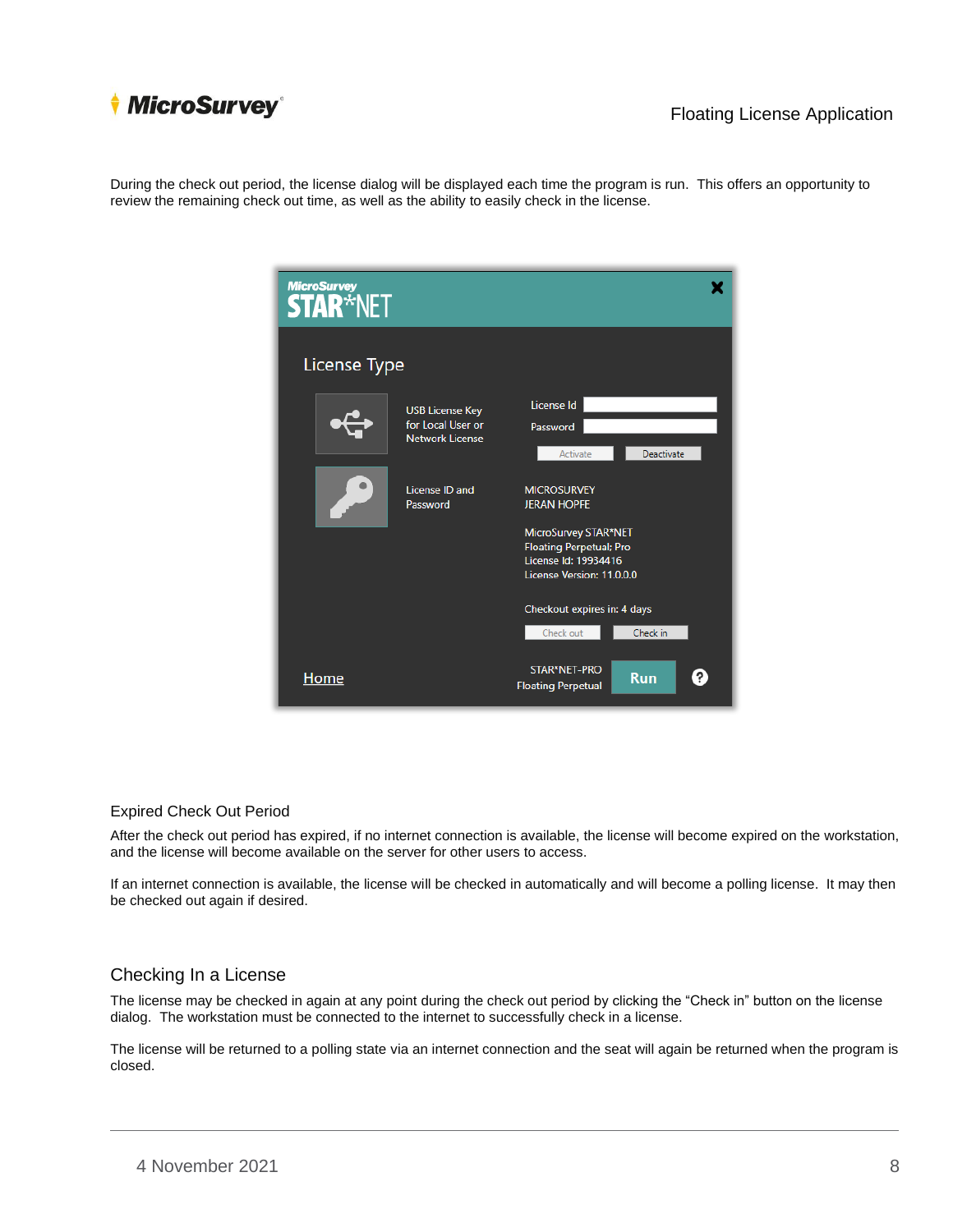During the check out period, the license dialog will be displayed each time the program is run. This offers an opportunity to review the remaining check out time, as well as the ability to easily check in the license.

### Expired Check Out Period

After the check out period has expired, if no internet connection is available, the license will become expired on the workstation, and the license will become available on the server for other users to access.

If an internet connection is available, the license will be checked in automatically and will become a polling license. It may then be checked out again if desired.

### Checking In a License

The license may be checked in again at any point during the check out period by clicking the "Check in" button on the license dialog. The workstation must be connected to the internet to successfully check in a license.

The license will be returned to a polling state via an internet connection and the seat will again be returned when the program is closed.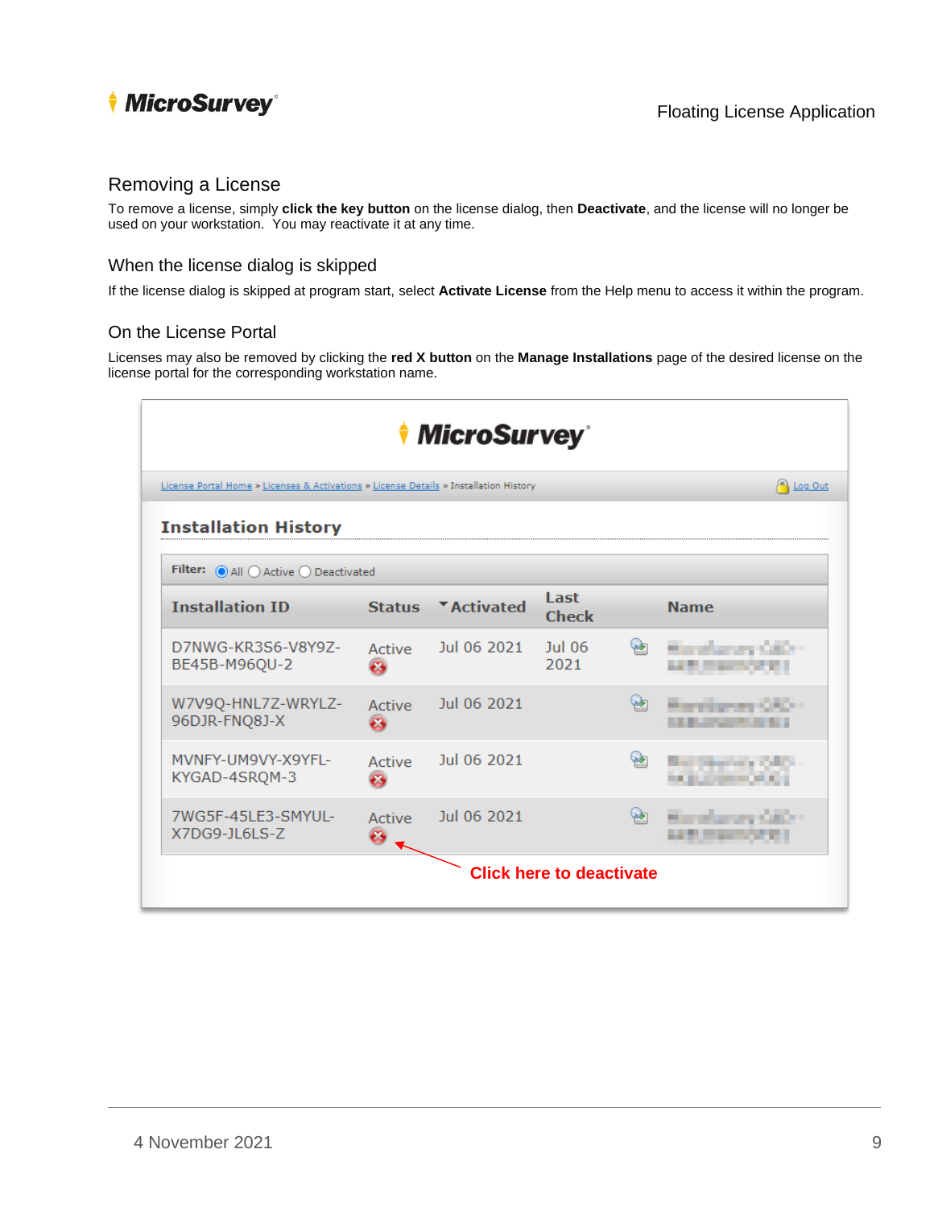## Removing a License

To remove a license, simply **click the key button** on the license dialog, then **Deactivate**, and the license will no longer be used on your workstation. You may reactivate it at any time.

### When the license dialog is skipped

If the license dialog is skipped at program start, select **Activate License** from the Help menu to access it within the program.

### On the License Portal

Licenses may also be removed by clicking the **red X button** on the **Manage Installations** page of the desired license on the license portal for the corresponding workstation name.

MicroSurvey

License Portal Home » Licenses & Activations » License Details » Installation History    Log Out

**Installation History**

Filter: All Active Deactivated

| Installation ID | Status | Activated | Last Check | | Name |
|---|---|---|---|---|---|
| D7NWG-KR3S6-V8Y9Z-BE45B-M96QU-2 | Active | Jul 06 2021 | Jul 06 2021 | | |
| W7V9Q-HNL7Z-WRYLZ-96DJR-FNQ8J-X | Active | Jul 06 2021 | | | |
| MVNFY-UM9VY-X9YFL-KYGAD-4SRQM-3 | Active | Jul 06 2021 | | | |
| 7WG5F-45LE3-SMYUL-X7DG9-JL6LS-Z | Active | Jul 06 2021 | | | |

**Click here to deactivate**